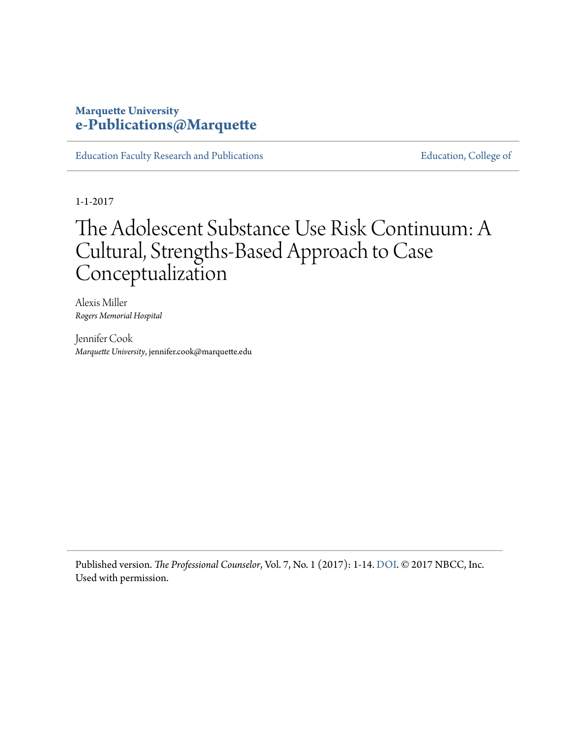**Marquette University**
**e-Publications@Marquette**

Education Faculty Research and Publications | Education, College of

1-1-2017

# The Adolescent Substance Use Risk Continuum: A Cultural, Strengths-Based Approach to Case Conceptualization

Alexis Miller
*Rogers Memorial Hospital*

Jennifer Cook
*Marquette University*, jennifer.cook@marquette.edu

Published version. *The Professional Counselor*, Vol. 7, No. 1 (2017): 1-14. DOI. © 2017 NBCC, Inc. Used with permission.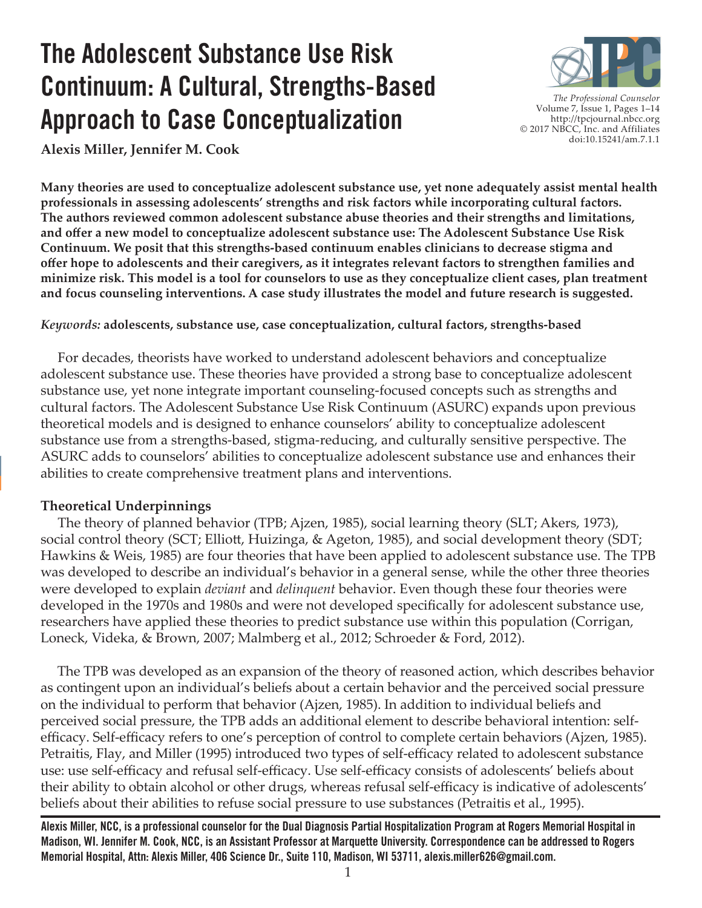# The Adolescent Substance Use Risk Continuum: A Cultural, Strengths-Based Approach to Case Conceptualization

**Alexis Miller, Jennifer M. Cook**

**Many theories are used to conceptualize adolescent substance use, yet none adequately assist mental health professionals in assessing adolescents' strengths and risk factors while incorporating cultural factors. The authors reviewed common adolescent substance abuse theories and their strengths and limitations, and offer a new model to conceptualize adolescent substance use: The Adolescent Substance Use Risk Continuum. We posit that this strengths-based continuum enables clinicians to decrease stigma and offer hope to adolescents and their caregivers, as it integrates relevant factors to strengthen families and minimize risk. This model is a tool for counselors to use as they conceptualize client cases, plan treatment and focus counseling interventions. A case study illustrates the model and future research is suggested.**

*Keywords:* **adolescents, substance use, case conceptualization, cultural factors, strengths-based**

For decades, theorists have worked to understand adolescent behaviors and conceptualize adolescent substance use. These theories have provided a strong base to conceptualize adolescent substance use, yet none integrate important counseling-focused concepts such as strengths and cultural factors. The Adolescent Substance Use Risk Continuum (ASURC) expands upon previous theoretical models and is designed to enhance counselors' ability to conceptualize adolescent substance use from a strengths-based, stigma-reducing, and culturally sensitive perspective. The ASURC adds to counselors' abilities to conceptualize adolescent substance use and enhances their abilities to create comprehensive treatment plans and interventions.

## Theoretical Underpinnings

The theory of planned behavior (TPB; Ajzen, 1985), social learning theory (SLT; Akers, 1973), social control theory (SCT; Elliott, Huizinga, & Ageton, 1985), and social development theory (SDT; Hawkins & Weis, 1985) are four theories that have been applied to adolescent substance use. The TPB was developed to describe an individual's behavior in a general sense, while the other three theories were developed to explain *deviant* and *delinquent* behavior. Even though these four theories were developed in the 1970s and 1980s and were not developed specifically for adolescent substance use, researchers have applied these theories to predict substance use within this population (Corrigan, Loneck, Videka, & Brown, 2007; Malmberg et al., 2012; Schroeder & Ford, 2012).

The TPB was developed as an expansion of the theory of reasoned action, which describes behavior as contingent upon an individual's beliefs about a certain behavior and the perceived social pressure on the individual to perform that behavior (Ajzen, 1985). In addition to individual beliefs and perceived social pressure, the TPB adds an additional element to describe behavioral intention: self-efficacy. Self-efficacy refers to one's perception of control to complete certain behaviors (Ajzen, 1985). Petraitis, Flay, and Miller (1995) introduced two types of self-efficacy related to adolescent substance use: use self-efficacy and refusal self-efficacy. Use self-efficacy consists of adolescents' beliefs about their ability to obtain alcohol or other drugs, whereas refusal self-efficacy is indicative of adolescents' beliefs about their abilities to refuse social pressure to use substances (Petraitis et al., 1995).

Alexis Miller, NCC, is a professional counselor for the Dual Diagnosis Partial Hospitalization Program at Rogers Memorial Hospital in Madison, WI. Jennifer M. Cook, NCC, is an Assistant Professor at Marquette University. Correspondence can be addressed to Rogers Memorial Hospital, Attn: Alexis Miller, 406 Science Dr., Suite 110, Madison, WI 53711, alexis.miller626@gmail.com.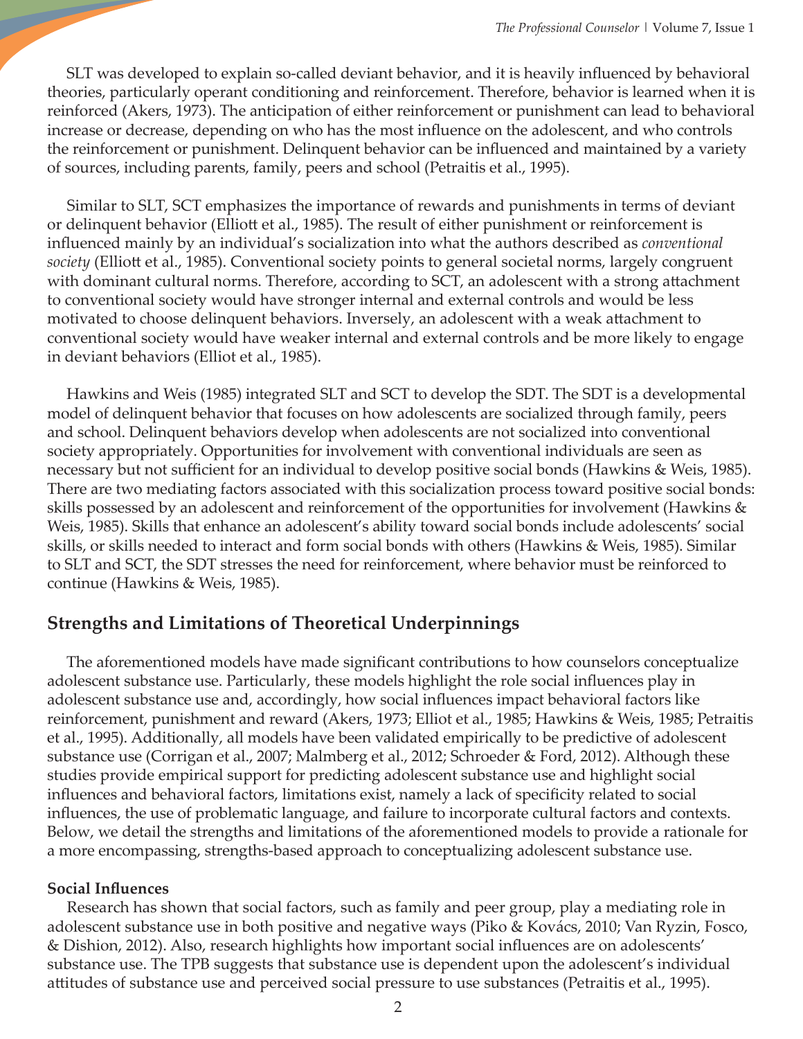SLT was developed to explain so-called deviant behavior, and it is heavily influenced by behavioral theories, particularly operant conditioning and reinforcement. Therefore, behavior is learned when it is reinforced (Akers, 1973). The anticipation of either reinforcement or punishment can lead to behavioral increase or decrease, depending on who has the most influence on the adolescent, and who controls the reinforcement or punishment. Delinquent behavior can be influenced and maintained by a variety of sources, including parents, family, peers and school (Petraitis et al., 1995).

Similar to SLT, SCT emphasizes the importance of rewards and punishments in terms of deviant or delinquent behavior (Elliott et al., 1985). The result of either punishment or reinforcement is influenced mainly by an individual's socialization into what the authors described as *conventional society* (Elliott et al., 1985). Conventional society points to general societal norms, largely congruent with dominant cultural norms. Therefore, according to SCT, an adolescent with a strong attachment to conventional society would have stronger internal and external controls and would be less motivated to choose delinquent behaviors. Inversely, an adolescent with a weak attachment to conventional society would have weaker internal and external controls and be more likely to engage in deviant behaviors (Elliot et al., 1985).

Hawkins and Weis (1985) integrated SLT and SCT to develop the SDT. The SDT is a developmental model of delinquent behavior that focuses on how adolescents are socialized through family, peers and school. Delinquent behaviors develop when adolescents are not socialized into conventional society appropriately. Opportunities for involvement with conventional individuals are seen as necessary but not sufficient for an individual to develop positive social bonds (Hawkins & Weis, 1985). There are two mediating factors associated with this socialization process toward positive social bonds: skills possessed by an adolescent and reinforcement of the opportunities for involvement (Hawkins & Weis, 1985). Skills that enhance an adolescent's ability toward social bonds include adolescents' social skills, or skills needed to interact and form social bonds with others (Hawkins & Weis, 1985). Similar to SLT and SCT, the SDT stresses the need for reinforcement, where behavior must be reinforced to continue (Hawkins & Weis, 1985).

## Strengths and Limitations of Theoretical Underpinnings

The aforementioned models have made significant contributions to how counselors conceptualize adolescent substance use. Particularly, these models highlight the role social influences play in adolescent substance use and, accordingly, how social influences impact behavioral factors like reinforcement, punishment and reward (Akers, 1973; Elliot et al., 1985; Hawkins & Weis, 1985; Petraitis et al., 1995). Additionally, all models have been validated empirically to be predictive of adolescent substance use (Corrigan et al., 2007; Malmberg et al., 2012; Schroeder & Ford, 2012). Although these studies provide empirical support for predicting adolescent substance use and highlight social influences and behavioral factors, limitations exist, namely a lack of specificity related to social influences, the use of problematic language, and failure to incorporate cultural factors and contexts. Below, we detail the strengths and limitations of the aforementioned models to provide a rationale for a more encompassing, strengths-based approach to conceptualizing adolescent substance use.

### Social Influences

Research has shown that social factors, such as family and peer group, play a mediating role in adolescent substance use in both positive and negative ways (Piko & Kovács, 2010; Van Ryzin, Fosco, & Dishion, 2012). Also, research highlights how important social influences are on adolescents' substance use. The TPB suggests that substance use is dependent upon the adolescent's individual attitudes of substance use and perceived social pressure to use substances (Petraitis et al., 1995).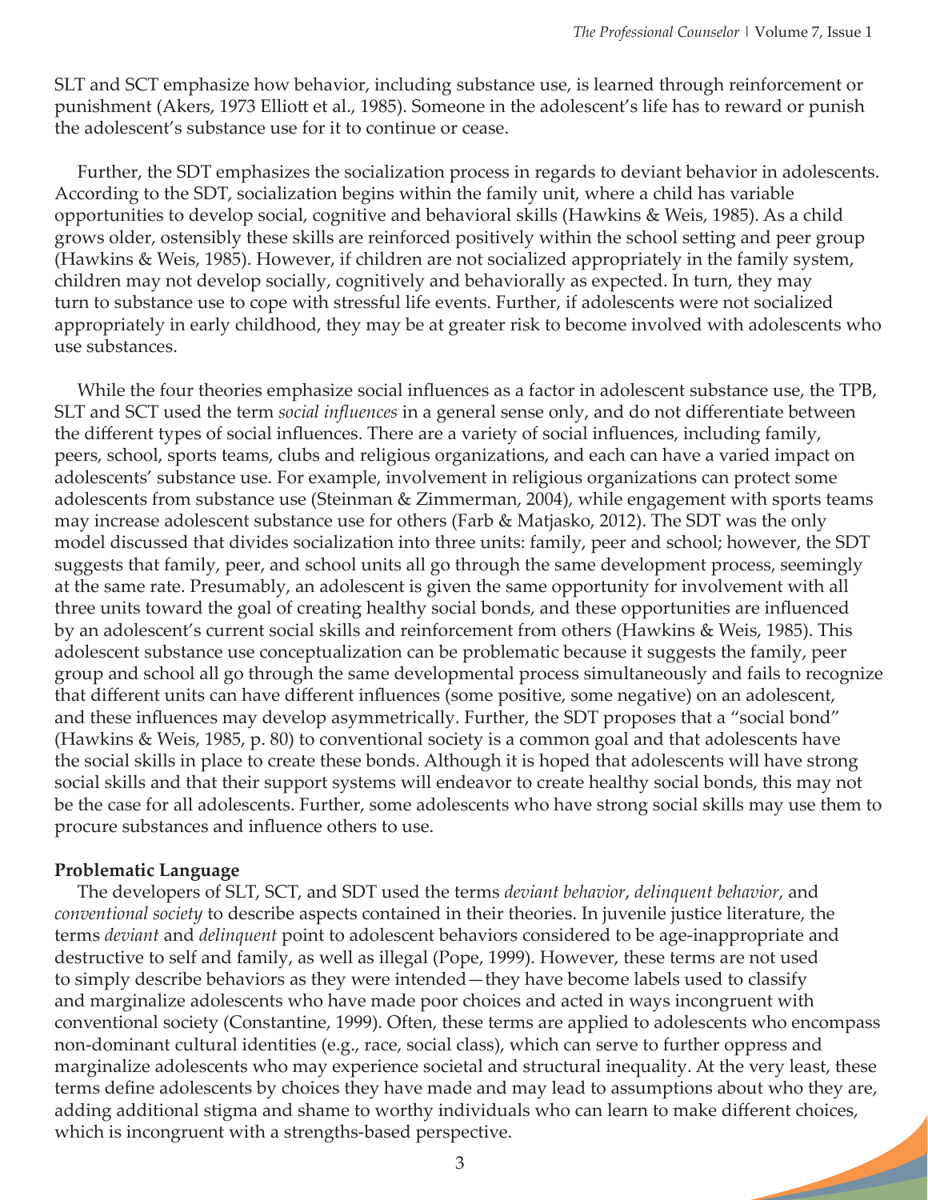SLT and SCT emphasize how behavior, including substance use, is learned through reinforcement or punishment (Akers, 1973 Elliott et al., 1985). Someone in the adolescent's life has to reward or punish the adolescent's substance use for it to continue or cease.

Further, the SDT emphasizes the socialization process in regards to deviant behavior in adolescents. According to the SDT, socialization begins within the family unit, where a child has variable opportunities to develop social, cognitive and behavioral skills (Hawkins & Weis, 1985). As a child grows older, ostensibly these skills are reinforced positively within the school setting and peer group (Hawkins & Weis, 1985). However, if children are not socialized appropriately in the family system, children may not develop socially, cognitively and behaviorally as expected. In turn, they may turn to substance use to cope with stressful life events. Further, if adolescents were not socialized appropriately in early childhood, they may be at greater risk to become involved with adolescents who use substances.

While the four theories emphasize social influences as a factor in adolescent substance use, the TPB, SLT and SCT used the term *social influences* in a general sense only, and do not differentiate between the different types of social influences. There are a variety of social influences, including family, peers, school, sports teams, clubs and religious organizations, and each can have a varied impact on adolescents' substance use. For example, involvement in religious organizations can protect some adolescents from substance use (Steinman & Zimmerman, 2004), while engagement with sports teams may increase adolescent substance use for others (Farb & Matjasko, 2012). The SDT was the only model discussed that divides socialization into three units: family, peer and school; however, the SDT suggests that family, peer, and school units all go through the same development process, seemingly at the same rate. Presumably, an adolescent is given the same opportunity for involvement with all three units toward the goal of creating healthy social bonds, and these opportunities are influenced by an adolescent's current social skills and reinforcement from others (Hawkins & Weis, 1985). This adolescent substance use conceptualization can be problematic because it suggests the family, peer group and school all go through the same developmental process simultaneously and fails to recognize that different units can have different influences (some positive, some negative) on an adolescent, and these influences may develop asymmetrically. Further, the SDT proposes that a "social bond" (Hawkins & Weis, 1985, p. 80) to conventional society is a common goal and that adolescents have the social skills in place to create these bonds. Although it is hoped that adolescents will have strong social skills and that their support systems will endeavor to create healthy social bonds, this may not be the case for all adolescents. Further, some adolescents who have strong social skills may use them to procure substances and influence others to use.

**Problematic Language**

The developers of SLT, SCT, and SDT used the terms *deviant behavior*, *delinquent behavior*, and *conventional society* to describe aspects contained in their theories. In juvenile justice literature, the terms *deviant* and *delinquent* point to adolescent behaviors considered to be age-inappropriate and destructive to self and family, as well as illegal (Pope, 1999). However, these terms are not used to simply describe behaviors as they were intended—they have become labels used to classify and marginalize adolescents who have made poor choices and acted in ways incongruent with conventional society (Constantine, 1999). Often, these terms are applied to adolescents who encompass non-dominant cultural identities (e.g., race, social class), which can serve to further oppress and marginalize adolescents who may experience societal and structural inequality. At the very least, these terms define adolescents by choices they have made and may lead to assumptions about who they are, adding additional stigma and shame to worthy individuals who can learn to make different choices, which is incongruent with a strengths-based perspective.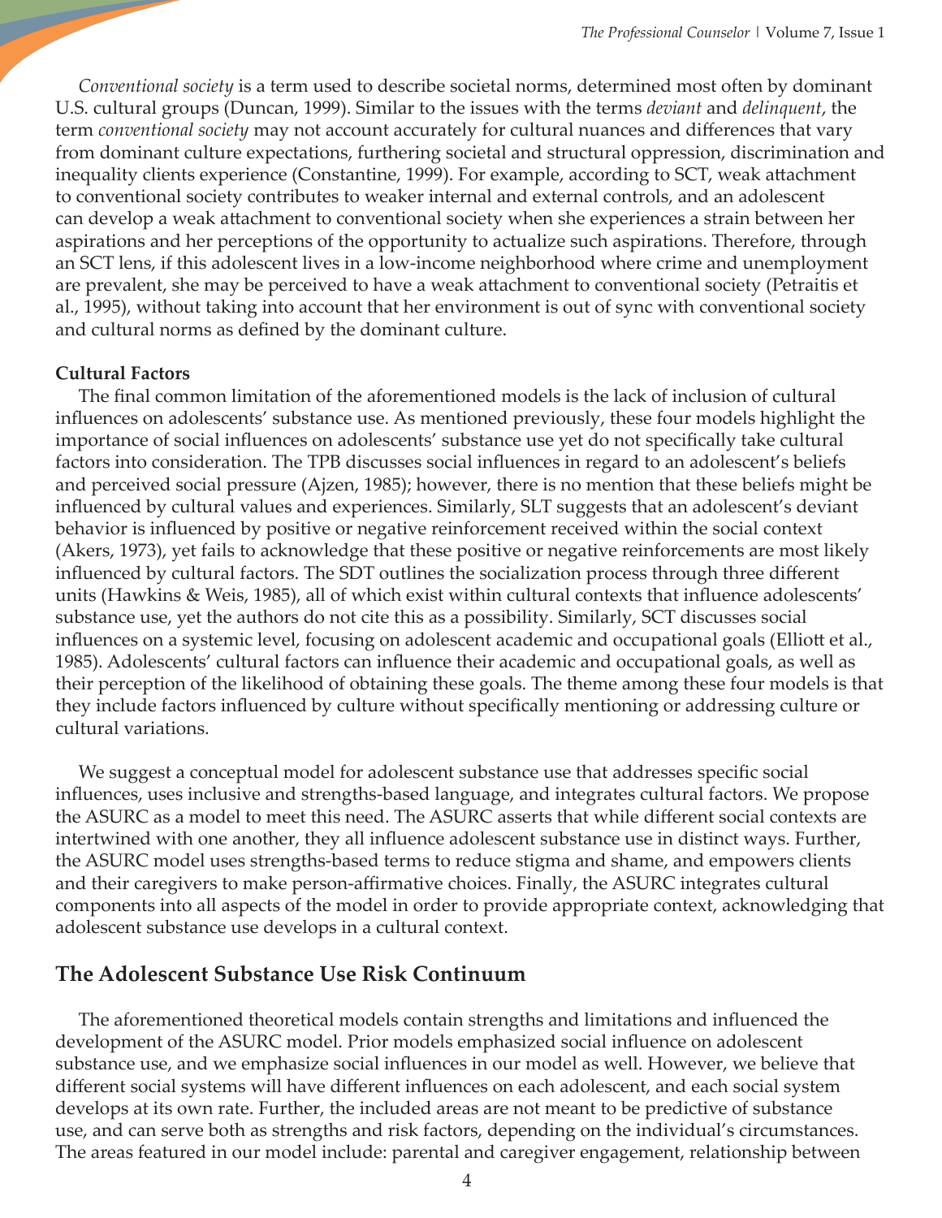*Conventional society* is a term used to describe societal norms, determined most often by dominant U.S. cultural groups (Duncan, 1999). Similar to the issues with the terms *deviant* and *delinquent*, the term *conventional society* may not account accurately for cultural nuances and differences that vary from dominant culture expectations, furthering societal and structural oppression, discrimination and inequality clients experience (Constantine, 1999). For example, according to SCT, weak attachment to conventional society contributes to weaker internal and external controls, and an adolescent can develop a weak attachment to conventional society when she experiences a strain between her aspirations and her perceptions of the opportunity to actualize such aspirations. Therefore, through an SCT lens, if this adolescent lives in a low-income neighborhood where crime and unemployment are prevalent, she may be perceived to have a weak attachment to conventional society (Petraitis et al., 1995), without taking into account that her environment is out of sync with conventional society and cultural norms as defined by the dominant culture.

**Cultural Factors**

The final common limitation of the aforementioned models is the lack of inclusion of cultural influences on adolescents' substance use. As mentioned previously, these four models highlight the importance of social influences on adolescents' substance use yet do not specifically take cultural factors into consideration. The TPB discusses social influences in regard to an adolescent's beliefs and perceived social pressure (Ajzen, 1985); however, there is no mention that these beliefs might be influenced by cultural values and experiences. Similarly, SLT suggests that an adolescent's deviant behavior is influenced by positive or negative reinforcement received within the social context (Akers, 1973), yet fails to acknowledge that these positive or negative reinforcements are most likely influenced by cultural factors. The SDT outlines the socialization process through three different units (Hawkins & Weis, 1985), all of which exist within cultural contexts that influence adolescents' substance use, yet the authors do not cite this as a possibility. Similarly, SCT discusses social influences on a systemic level, focusing on adolescent academic and occupational goals (Elliott et al., 1985). Adolescents' cultural factors can influence their academic and occupational goals, as well as their perception of the likelihood of obtaining these goals. The theme among these four models is that they include factors influenced by culture without specifically mentioning or addressing culture or cultural variations.

We suggest a conceptual model for adolescent substance use that addresses specific social influences, uses inclusive and strengths-based language, and integrates cultural factors. We propose the ASURC as a model to meet this need. The ASURC asserts that while different social contexts are intertwined with one another, they all influence adolescent substance use in distinct ways. Further, the ASURC model uses strengths-based terms to reduce stigma and shame, and empowers clients and their caregivers to make person-affirmative choices. Finally, the ASURC integrates cultural components into all aspects of the model in order to provide appropriate context, acknowledging that adolescent substance use develops in a cultural context.

## The Adolescent Substance Use Risk Continuum

The aforementioned theoretical models contain strengths and limitations and influenced the development of the ASURC model. Prior models emphasized social influence on adolescent substance use, and we emphasize social influences in our model as well. However, we believe that different social systems will have different influences on each adolescent, and each social system develops at its own rate. Further, the included areas are not meant to be predictive of substance use, and can serve both as strengths and risk factors, depending on the individual's circumstances. The areas featured in our model include: parental and caregiver engagement, relationship between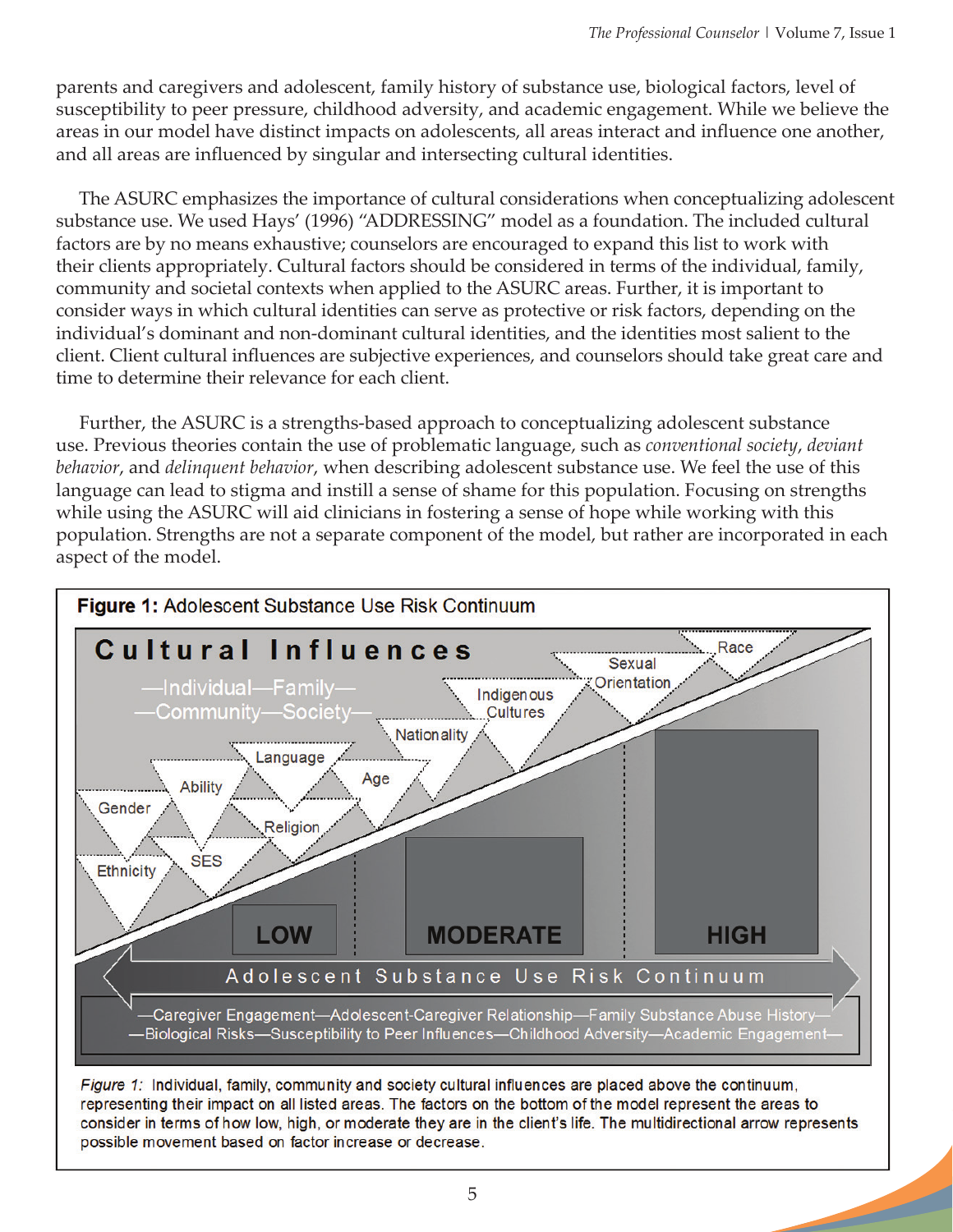parents and caregivers and adolescent, family history of substance use, biological factors, level of susceptibility to peer pressure, childhood adversity, and academic engagement. While we believe the areas in our model have distinct impacts on adolescents, all areas interact and influence one another, and all areas are influenced by singular and intersecting cultural identities.

The ASURC emphasizes the importance of cultural considerations when conceptualizing adolescent substance use. We used Hays' (1996) "ADDRESSING" model as a foundation. The included cultural factors are by no means exhaustive; counselors are encouraged to expand this list to work with their clients appropriately. Cultural factors should be considered in terms of the individual, family, community and societal contexts when applied to the ASURC areas. Further, it is important to consider ways in which cultural identities can serve as protective or risk factors, depending on the individual's dominant and non-dominant cultural identities, and the identities most salient to the client. Client cultural influences are subjective experiences, and counselors should take great care and time to determine their relevance for each client.

Further, the ASURC is a strengths-based approach to conceptualizing adolescent substance use. Previous theories contain the use of problematic language, such as *conventional society*, *deviant behavior*, and *delinquent behavior*, when describing adolescent substance use. We feel the use of this language can lead to stigma and instill a sense of shame for this population. Focusing on strengths while using the ASURC will aid clinicians in fostering a sense of hope while working with this population. Strengths are not a separate component of the model, but rather are incorporated in each aspect of the model.

**Figure 1:** Adolescent Substance Use Risk Continuum

Cultural Influences

—Individual—Family—
—Community—Society—

Gender, Ethnicity, Ability, SES, Language, Religion, Age, Nationality, Indigenous Cultures, Sexual Orientation, Race

LOW | MODERATE | HIGH

Adolescent Substance Use Risk Continuum

—Caregiver Engagement—Adolescent-Caregiver Relationship—Family Substance Abuse History—
—Biological Risks—Susceptibility to Peer Influences—Childhood Adversity—Academic Engagement—

*Figure 1:* Individual, family, community and society cultural influences are placed above the continuum, representing their impact on all listed areas. The factors on the bottom of the model represent the areas to consider in terms of how low, high, or moderate they are in the client's life. The multidirectional arrow represents possible movement based on factor increase or decrease.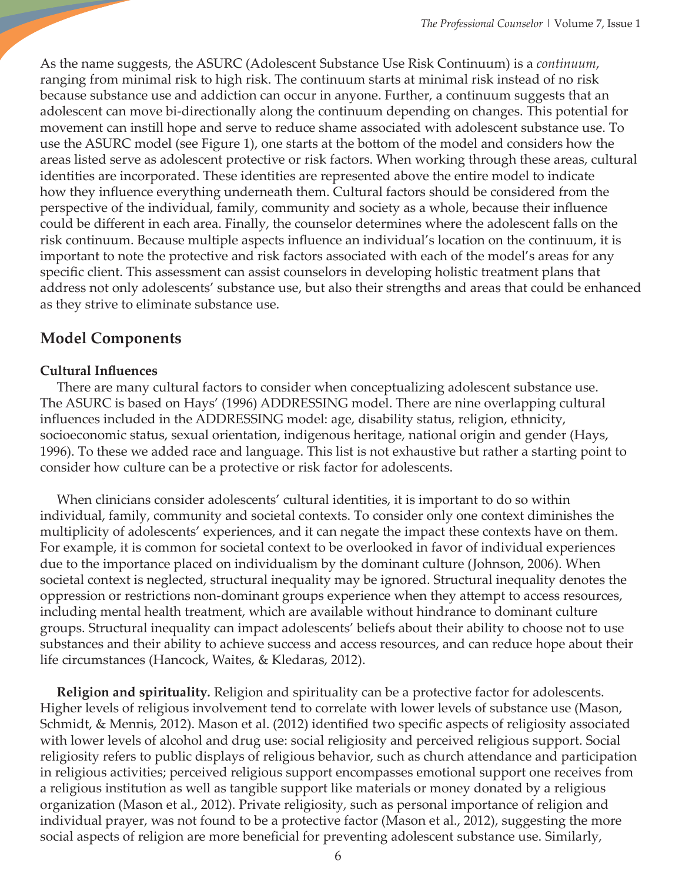As the name suggests, the ASURC (Adolescent Substance Use Risk Continuum) is a *continuum*, ranging from minimal risk to high risk. The continuum starts at minimal risk instead of no risk because substance use and addiction can occur in anyone. Further, a continuum suggests that an adolescent can move bi-directionally along the continuum depending on changes. This potential for movement can instill hope and serve to reduce shame associated with adolescent substance use. To use the ASURC model (see Figure 1), one starts at the bottom of the model and considers how the areas listed serve as adolescent protective or risk factors. When working through these areas, cultural identities are incorporated. These identities are represented above the entire model to indicate how they influence everything underneath them. Cultural factors should be considered from the perspective of the individual, family, community and society as a whole, because their influence could be different in each area. Finally, the counselor determines where the adolescent falls on the risk continuum. Because multiple aspects influence an individual's location on the continuum, it is important to note the protective and risk factors associated with each of the model's areas for any specific client. This assessment can assist counselors in developing holistic treatment plans that address not only adolescents' substance use, but also their strengths and areas that could be enhanced as they strive to eliminate substance use.

## Model Components

### Cultural Influences

There are many cultural factors to consider when conceptualizing adolescent substance use. The ASURC is based on Hays' (1996) ADDRESSING model. There are nine overlapping cultural influences included in the ADDRESSING model: age, disability status, religion, ethnicity, socioeconomic status, sexual orientation, indigenous heritage, national origin and gender (Hays, 1996). To these we added race and language. This list is not exhaustive but rather a starting point to consider how culture can be a protective or risk factor for adolescents.

When clinicians consider adolescents' cultural identities, it is important to do so within individual, family, community and societal contexts. To consider only one context diminishes the multiplicity of adolescents' experiences, and it can negate the impact these contexts have on them. For example, it is common for societal context to be overlooked in favor of individual experiences due to the importance placed on individualism by the dominant culture (Johnson, 2006). When societal context is neglected, structural inequality may be ignored. Structural inequality denotes the oppression or restrictions non-dominant groups experience when they attempt to access resources, including mental health treatment, which are available without hindrance to dominant culture groups. Structural inequality can impact adolescents' beliefs about their ability to choose not to use substances and their ability to achieve success and access resources, and can reduce hope about their life circumstances (Hancock, Waites, & Kledaras, 2012).

**Religion and spirituality.** Religion and spirituality can be a protective factor for adolescents. Higher levels of religious involvement tend to correlate with lower levels of substance use (Mason, Schmidt, & Mennis, 2012). Mason et al. (2012) identified two specific aspects of religiosity associated with lower levels of alcohol and drug use: social religiosity and perceived religious support. Social religiosity refers to public displays of religious behavior, such as church attendance and participation in religious activities; perceived religious support encompasses emotional support one receives from a religious institution as well as tangible support like materials or money donated by a religious organization (Mason et al., 2012). Private religiosity, such as personal importance of religion and individual prayer, was not found to be a protective factor (Mason et al., 2012), suggesting the more social aspects of religion are more beneficial for preventing adolescent substance use. Similarly,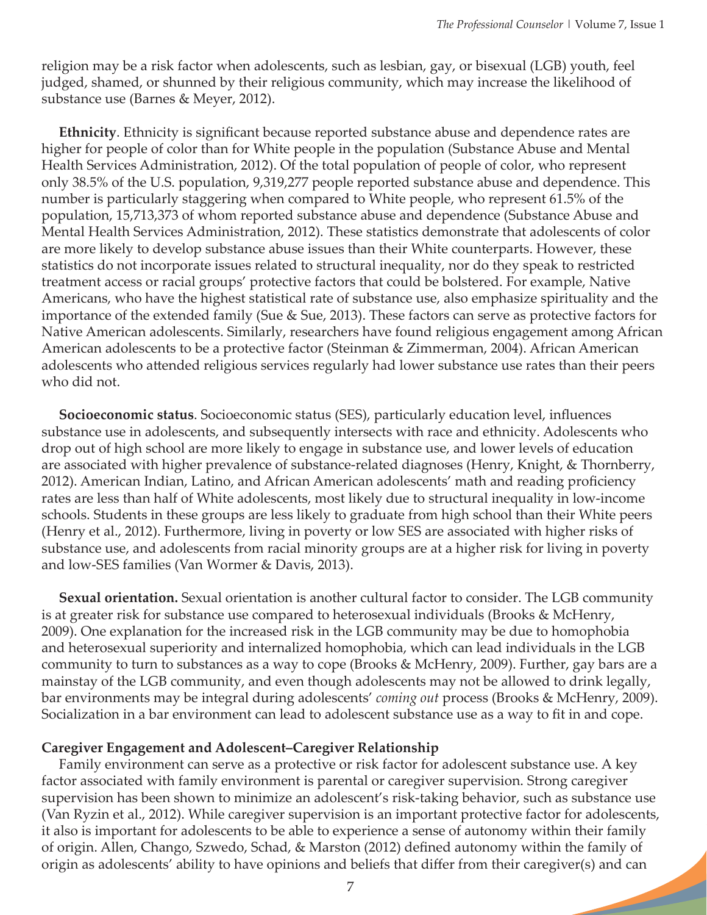religion may be a risk factor when adolescents, such as lesbian, gay, or bisexual (LGB) youth, feel judged, shamed, or shunned by their religious community, which may increase the likelihood of substance use (Barnes & Meyer, 2012).

**Ethnicity**. Ethnicity is significant because reported substance abuse and dependence rates are higher for people of color than for White people in the population (Substance Abuse and Mental Health Services Administration, 2012). Of the total population of people of color, who represent only 38.5% of the U.S. population, 9,319,277 people reported substance abuse and dependence. This number is particularly staggering when compared to White people, who represent 61.5% of the population, 15,713,373 of whom reported substance abuse and dependence (Substance Abuse and Mental Health Services Administration, 2012). These statistics demonstrate that adolescents of color are more likely to develop substance abuse issues than their White counterparts. However, these statistics do not incorporate issues related to structural inequality, nor do they speak to restricted treatment access or racial groups' protective factors that could be bolstered. For example, Native Americans, who have the highest statistical rate of substance use, also emphasize spirituality and the importance of the extended family (Sue & Sue, 2013). These factors can serve as protective factors for Native American adolescents. Similarly, researchers have found religious engagement among African American adolescents to be a protective factor (Steinman & Zimmerman, 2004). African American adolescents who attended religious services regularly had lower substance use rates than their peers who did not.

**Socioeconomic status**. Socioeconomic status (SES), particularly education level, influences substance use in adolescents, and subsequently intersects with race and ethnicity. Adolescents who drop out of high school are more likely to engage in substance use, and lower levels of education are associated with higher prevalence of substance-related diagnoses (Henry, Knight, & Thornberry, 2012). American Indian, Latino, and African American adolescents' math and reading proficiency rates are less than half of White adolescents, most likely due to structural inequality in low-income schools. Students in these groups are less likely to graduate from high school than their White peers (Henry et al., 2012). Furthermore, living in poverty or low SES are associated with higher risks of substance use, and adolescents from racial minority groups are at a higher risk for living in poverty and low-SES families (Van Wormer & Davis, 2013).

**Sexual orientation.** Sexual orientation is another cultural factor to consider. The LGB community is at greater risk for substance use compared to heterosexual individuals (Brooks & McHenry, 2009). One explanation for the increased risk in the LGB community may be due to homophobia and heterosexual superiority and internalized homophobia, which can lead individuals in the LGB community to turn to substances as a way to cope (Brooks & McHenry, 2009). Further, gay bars are a mainstay of the LGB community, and even though adolescents may not be allowed to drink legally, bar environments may be integral during adolescents' *coming out* process (Brooks & McHenry, 2009). Socialization in a bar environment can lead to adolescent substance use as a way to fit in and cope.

### Caregiver Engagement and Adolescent–Caregiver Relationship

Family environment can serve as a protective or risk factor for adolescent substance use. A key factor associated with family environment is parental or caregiver supervision. Strong caregiver supervision has been shown to minimize an adolescent's risk-taking behavior, such as substance use (Van Ryzin et al., 2012). While caregiver supervision is an important protective factor for adolescents, it also is important for adolescents to be able to experience a sense of autonomy within their family of origin. Allen, Chango, Szwedo, Schad, & Marston (2012) defined autonomy within the family of origin as adolescents' ability to have opinions and beliefs that differ from their caregiver(s) and can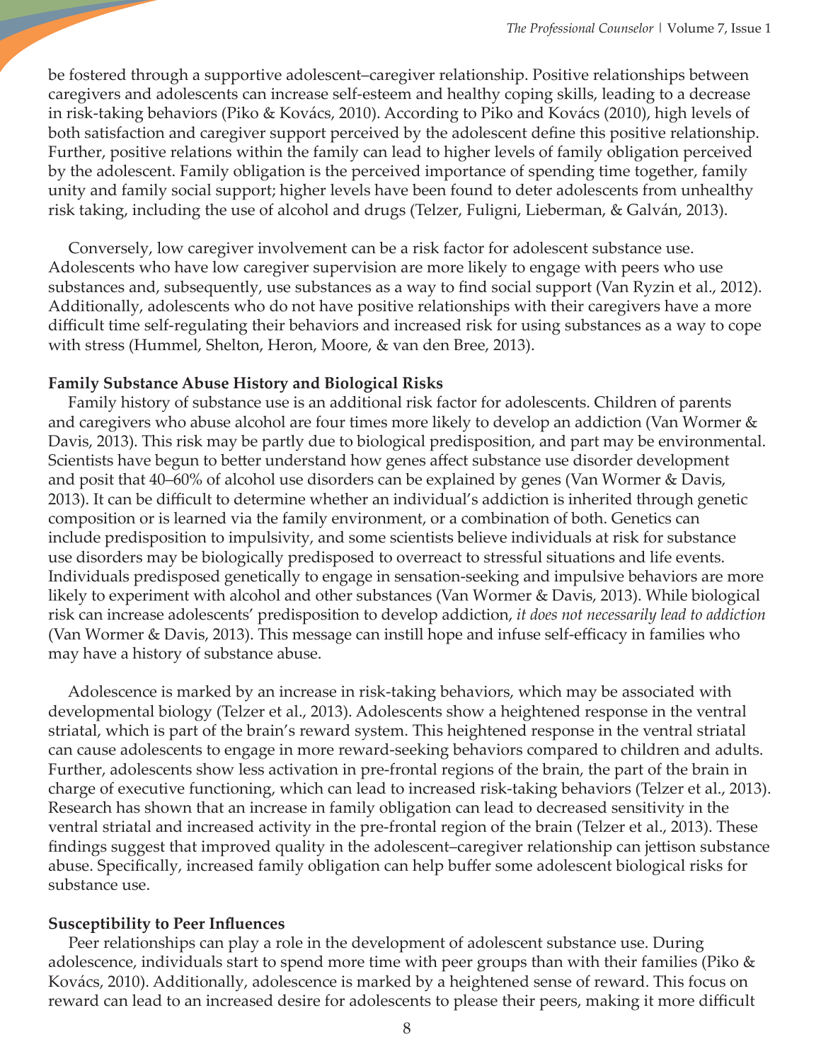be fostered through a supportive adolescent–caregiver relationship. Positive relationships between caregivers and adolescents can increase self-esteem and healthy coping skills, leading to a decrease in risk-taking behaviors (Piko & Kovács, 2010). According to Piko and Kovács (2010), high levels of both satisfaction and caregiver support perceived by the adolescent define this positive relationship. Further, positive relations within the family can lead to higher levels of family obligation perceived by the adolescent. Family obligation is the perceived importance of spending time together, family unity and family social support; higher levels have been found to deter adolescents from unhealthy risk taking, including the use of alcohol and drugs (Telzer, Fuligni, Lieberman, & Galván, 2013).

Conversely, low caregiver involvement can be a risk factor for adolescent substance use. Adolescents who have low caregiver supervision are more likely to engage with peers who use substances and, subsequently, use substances as a way to find social support (Van Ryzin et al., 2012). Additionally, adolescents who do not have positive relationships with their caregivers have a more difficult time self-regulating their behaviors and increased risk for using substances as a way to cope with stress (Hummel, Shelton, Heron, Moore, & van den Bree, 2013).

**Family Substance Abuse History and Biological Risks**

Family history of substance use is an additional risk factor for adolescents. Children of parents and caregivers who abuse alcohol are four times more likely to develop an addiction (Van Wormer & Davis, 2013). This risk may be partly due to biological predisposition, and part may be environmental. Scientists have begun to better understand how genes affect substance use disorder development and posit that 40–60% of alcohol use disorders can be explained by genes (Van Wormer & Davis, 2013). It can be difficult to determine whether an individual's addiction is inherited through genetic composition or is learned via the family environment, or a combination of both. Genetics can include predisposition to impulsivity, and some scientists believe individuals at risk for substance use disorders may be biologically predisposed to overreact to stressful situations and life events. Individuals predisposed genetically to engage in sensation-seeking and impulsive behaviors are more likely to experiment with alcohol and other substances (Van Wormer & Davis, 2013). While biological risk can increase adolescents' predisposition to develop addiction, *it does not necessarily lead to addiction* (Van Wormer & Davis, 2013). This message can instill hope and infuse self-efficacy in families who may have a history of substance abuse.

Adolescence is marked by an increase in risk-taking behaviors, which may be associated with developmental biology (Telzer et al., 2013). Adolescents show a heightened response in the ventral striatal, which is part of the brain's reward system. This heightened response in the ventral striatal can cause adolescents to engage in more reward-seeking behaviors compared to children and adults. Further, adolescents show less activation in pre-frontal regions of the brain, the part of the brain in charge of executive functioning, which can lead to increased risk-taking behaviors (Telzer et al., 2013). Research has shown that an increase in family obligation can lead to decreased sensitivity in the ventral striatal and increased activity in the pre-frontal region of the brain (Telzer et al., 2013). These findings suggest that improved quality in the adolescent–caregiver relationship can jettison substance abuse. Specifically, increased family obligation can help buffer some adolescent biological risks for substance use.

**Susceptibility to Peer Influences**

Peer relationships can play a role in the development of adolescent substance use. During adolescence, individuals start to spend more time with peer groups than with their families (Piko & Kovács, 2010). Additionally, adolescence is marked by a heightened sense of reward. This focus on reward can lead to an increased desire for adolescents to please their peers, making it more difficult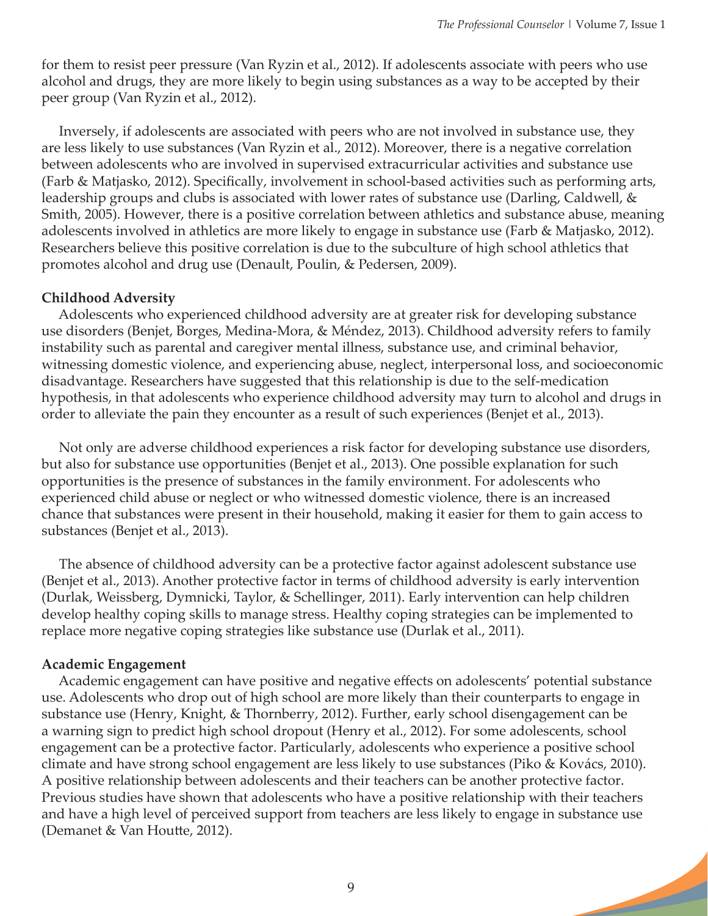for them to resist peer pressure (Van Ryzin et al., 2012). If adolescents associate with peers who use alcohol and drugs, they are more likely to begin using substances as a way to be accepted by their peer group (Van Ryzin et al., 2012).

Inversely, if adolescents are associated with peers who are not involved in substance use, they are less likely to use substances (Van Ryzin et al., 2012). Moreover, there is a negative correlation between adolescents who are involved in supervised extracurricular activities and substance use (Farb & Matjasko, 2012). Specifically, involvement in school-based activities such as performing arts, leadership groups and clubs is associated with lower rates of substance use (Darling, Caldwell, & Smith, 2005). However, there is a positive correlation between athletics and substance abuse, meaning adolescents involved in athletics are more likely to engage in substance use (Farb & Matjasko, 2012). Researchers believe this positive correlation is due to the subculture of high school athletics that promotes alcohol and drug use (Denault, Poulin, & Pedersen, 2009).

**Childhood Adversity**

Adolescents who experienced childhood adversity are at greater risk for developing substance use disorders (Benjet, Borges, Medina-Mora, & Méndez, 2013). Childhood adversity refers to family instability such as parental and caregiver mental illness, substance use, and criminal behavior, witnessing domestic violence, and experiencing abuse, neglect, interpersonal loss, and socioeconomic disadvantage. Researchers have suggested that this relationship is due to the self-medication hypothesis, in that adolescents who experience childhood adversity may turn to alcohol and drugs in order to alleviate the pain they encounter as a result of such experiences (Benjet et al., 2013).

Not only are adverse childhood experiences a risk factor for developing substance use disorders, but also for substance use opportunities (Benjet et al., 2013). One possible explanation for such opportunities is the presence of substances in the family environment. For adolescents who experienced child abuse or neglect or who witnessed domestic violence, there is an increased chance that substances were present in their household, making it easier for them to gain access to substances (Benjet et al., 2013).

The absence of childhood adversity can be a protective factor against adolescent substance use (Benjet et al., 2013). Another protective factor in terms of childhood adversity is early intervention (Durlak, Weissberg, Dymnicki, Taylor, & Schellinger, 2011). Early intervention can help children develop healthy coping skills to manage stress. Healthy coping strategies can be implemented to replace more negative coping strategies like substance use (Durlak et al., 2011).

**Academic Engagement**

Academic engagement can have positive and negative effects on adolescents' potential substance use. Adolescents who drop out of high school are more likely than their counterparts to engage in substance use (Henry, Knight, & Thornberry, 2012). Further, early school disengagement can be a warning sign to predict high school dropout (Henry et al., 2012). For some adolescents, school engagement can be a protective factor. Particularly, adolescents who experience a positive school climate and have strong school engagement are less likely to use substances (Piko & Kovács, 2010). A positive relationship between adolescents and their teachers can be another protective factor. Previous studies have shown that adolescents who have a positive relationship with their teachers and have a high level of perceived support from teachers are less likely to engage in substance use (Demanet & Van Houtte, 2012).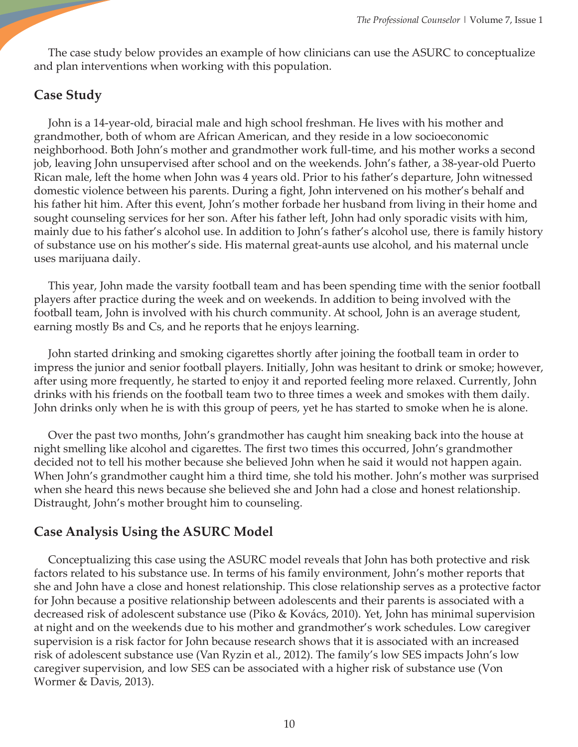The case study below provides an example of how clinicians can use the ASURC to conceptualize and plan interventions when working with this population.

## Case Study

John is a 14-year-old, biracial male and high school freshman. He lives with his mother and grandmother, both of whom are African American, and they reside in a low socioeconomic neighborhood. Both John's mother and grandmother work full-time, and his mother works a second job, leaving John unsupervised after school and on the weekends. John's father, a 38-year-old Puerto Rican male, left the home when John was 4 years old. Prior to his father's departure, John witnessed domestic violence between his parents. During a fight, John intervened on his mother's behalf and his father hit him. After this event, John's mother forbade her husband from living in their home and sought counseling services for her son. After his father left, John had only sporadic visits with him, mainly due to his father's alcohol use. In addition to John's father's alcohol use, there is family history of substance use on his mother's side. His maternal great-aunts use alcohol, and his maternal uncle uses marijuana daily.

This year, John made the varsity football team and has been spending time with the senior football players after practice during the week and on weekends. In addition to being involved with the football team, John is involved with his church community. At school, John is an average student, earning mostly Bs and Cs, and he reports that he enjoys learning.

John started drinking and smoking cigarettes shortly after joining the football team in order to impress the junior and senior football players. Initially, John was hesitant to drink or smoke; however, after using more frequently, he started to enjoy it and reported feeling more relaxed. Currently, John drinks with his friends on the football team two to three times a week and smokes with them daily. John drinks only when he is with this group of peers, yet he has started to smoke when he is alone.

Over the past two months, John's grandmother has caught him sneaking back into the house at night smelling like alcohol and cigarettes. The first two times this occurred, John's grandmother decided not to tell his mother because she believed John when he said it would not happen again. When John's grandmother caught him a third time, she told his mother. John's mother was surprised when she heard this news because she believed she and John had a close and honest relationship. Distraught, John's mother brought him to counseling.

## Case Analysis Using the ASURC Model

Conceptualizing this case using the ASURC model reveals that John has both protective and risk factors related to his substance use. In terms of his family environment, John's mother reports that she and John have a close and honest relationship. This close relationship serves as a protective factor for John because a positive relationship between adolescents and their parents is associated with a decreased risk of adolescent substance use (Piko & Kovács, 2010). Yet, John has minimal supervision at night and on the weekends due to his mother and grandmother's work schedules. Low caregiver supervision is a risk factor for John because research shows that it is associated with an increased risk of adolescent substance use (Van Ryzin et al., 2012). The family's low SES impacts John's low caregiver supervision, and low SES can be associated with a higher risk of substance use (Von Wormer & Davis, 2013).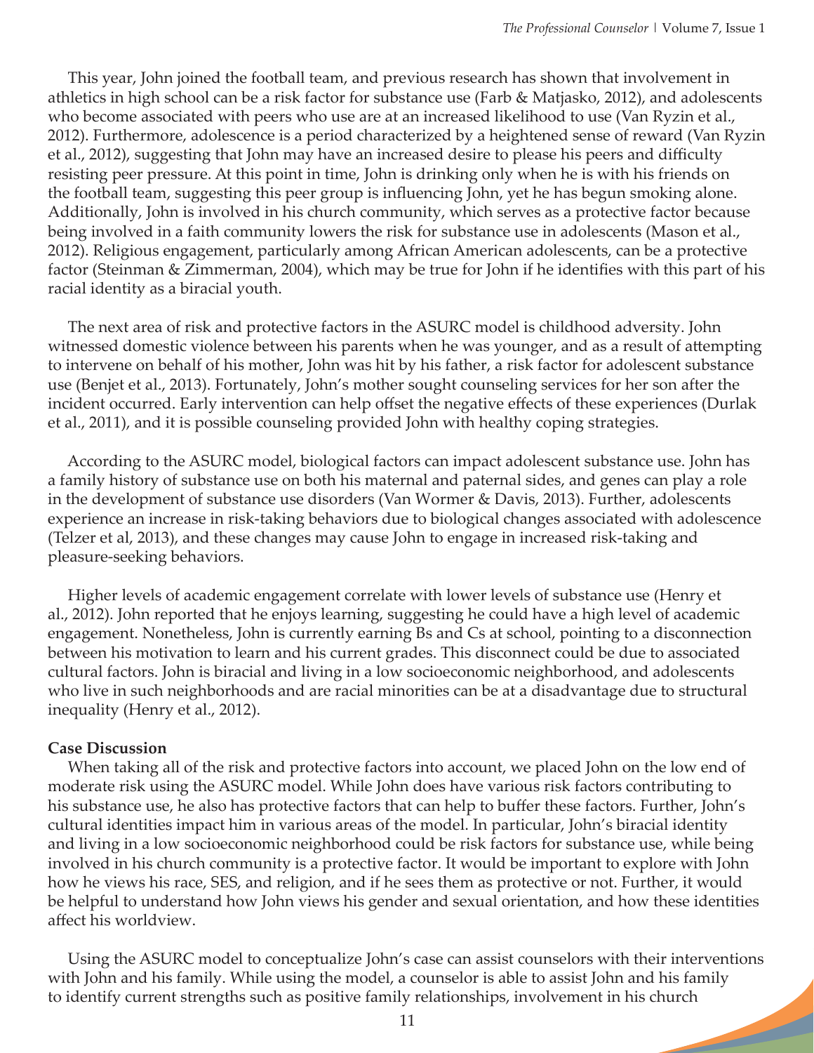This year, John joined the football team, and previous research has shown that involvement in athletics in high school can be a risk factor for substance use (Farb & Matjasko, 2012), and adolescents who become associated with peers who use are at an increased likelihood to use (Van Ryzin et al., 2012). Furthermore, adolescence is a period characterized by a heightened sense of reward (Van Ryzin et al., 2012), suggesting that John may have an increased desire to please his peers and difficulty resisting peer pressure. At this point in time, John is drinking only when he is with his friends on the football team, suggesting this peer group is influencing John, yet he has begun smoking alone. Additionally, John is involved in his church community, which serves as a protective factor because being involved in a faith community lowers the risk for substance use in adolescents (Mason et al., 2012). Religious engagement, particularly among African American adolescents, can be a protective factor (Steinman & Zimmerman, 2004), which may be true for John if he identifies with this part of his racial identity as a biracial youth.

The next area of risk and protective factors in the ASURC model is childhood adversity. John witnessed domestic violence between his parents when he was younger, and as a result of attempting to intervene on behalf of his mother, John was hit by his father, a risk factor for adolescent substance use (Benjet et al., 2013). Fortunately, John's mother sought counseling services for her son after the incident occurred. Early intervention can help offset the negative effects of these experiences (Durlak et al., 2011), and it is possible counseling provided John with healthy coping strategies.

According to the ASURC model, biological factors can impact adolescent substance use. John has a family history of substance use on both his maternal and paternal sides, and genes can play a role in the development of substance use disorders (Van Wormer & Davis, 2013). Further, adolescents experience an increase in risk-taking behaviors due to biological changes associated with adolescence (Telzer et al, 2013), and these changes may cause John to engage in increased risk-taking and pleasure-seeking behaviors.

Higher levels of academic engagement correlate with lower levels of substance use (Henry et al., 2012). John reported that he enjoys learning, suggesting he could have a high level of academic engagement. Nonetheless, John is currently earning Bs and Cs at school, pointing to a disconnection between his motivation to learn and his current grades. This disconnect could be due to associated cultural factors. John is biracial and living in a low socioeconomic neighborhood, and adolescents who live in such neighborhoods and are racial minorities can be at a disadvantage due to structural inequality (Henry et al., 2012).

**Case Discussion**

When taking all of the risk and protective factors into account, we placed John on the low end of moderate risk using the ASURC model. While John does have various risk factors contributing to his substance use, he also has protective factors that can help to buffer these factors. Further, John's cultural identities impact him in various areas of the model. In particular, John's biracial identity and living in a low socioeconomic neighborhood could be risk factors for substance use, while being involved in his church community is a protective factor. It would be important to explore with John how he views his race, SES, and religion, and if he sees them as protective or not. Further, it would be helpful to understand how John views his gender and sexual orientation, and how these identities affect his worldview.

Using the ASURC model to conceptualize John's case can assist counselors with their interventions with John and his family. While using the model, a counselor is able to assist John and his family to identify current strengths such as positive family relationships, involvement in his church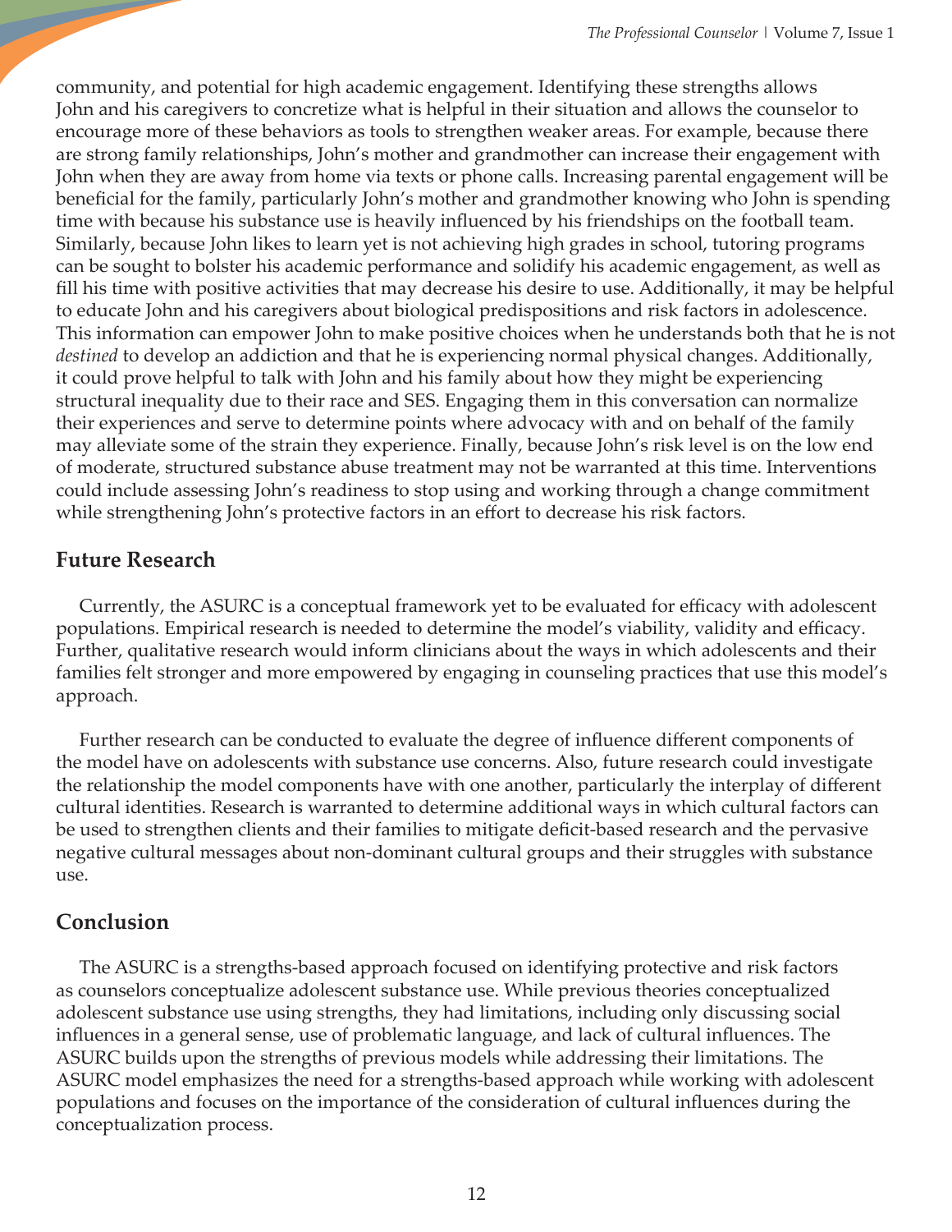community, and potential for high academic engagement. Identifying these strengths allows John and his caregivers to concretize what is helpful in their situation and allows the counselor to encourage more of these behaviors as tools to strengthen weaker areas. For example, because there are strong family relationships, John's mother and grandmother can increase their engagement with John when they are away from home via texts or phone calls. Increasing parental engagement will be beneficial for the family, particularly John's mother and grandmother knowing who John is spending time with because his substance use is heavily influenced by his friendships on the football team. Similarly, because John likes to learn yet is not achieving high grades in school, tutoring programs can be sought to bolster his academic performance and solidify his academic engagement, as well as fill his time with positive activities that may decrease his desire to use. Additionally, it may be helpful to educate John and his caregivers about biological predispositions and risk factors in adolescence. This information can empower John to make positive choices when he understands both that he is not *destined* to develop an addiction and that he is experiencing normal physical changes. Additionally, it could prove helpful to talk with John and his family about how they might be experiencing structural inequality due to their race and SES. Engaging them in this conversation can normalize their experiences and serve to determine points where advocacy with and on behalf of the family may alleviate some of the strain they experience. Finally, because John's risk level is on the low end of moderate, structured substance abuse treatment may not be warranted at this time. Interventions could include assessing John's readiness to stop using and working through a change commitment while strengthening John's protective factors in an effort to decrease his risk factors.

## Future Research

Currently, the ASURC is a conceptual framework yet to be evaluated for efficacy with adolescent populations. Empirical research is needed to determine the model's viability, validity and efficacy. Further, qualitative research would inform clinicians about the ways in which adolescents and their families felt stronger and more empowered by engaging in counseling practices that use this model's approach.

Further research can be conducted to evaluate the degree of influence different components of the model have on adolescents with substance use concerns. Also, future research could investigate the relationship the model components have with one another, particularly the interplay of different cultural identities. Research is warranted to determine additional ways in which cultural factors can be used to strengthen clients and their families to mitigate deficit-based research and the pervasive negative cultural messages about non-dominant cultural groups and their struggles with substance use.

## Conclusion

The ASURC is a strengths-based approach focused on identifying protective and risk factors as counselors conceptualize adolescent substance use. While previous theories conceptualized adolescent substance use using strengths, they had limitations, including only discussing social influences in a general sense, use of problematic language, and lack of cultural influences. The ASURC builds upon the strengths of previous models while addressing their limitations. The ASURC model emphasizes the need for a strengths-based approach while working with adolescent populations and focuses on the importance of the consideration of cultural influences during the conceptualization process.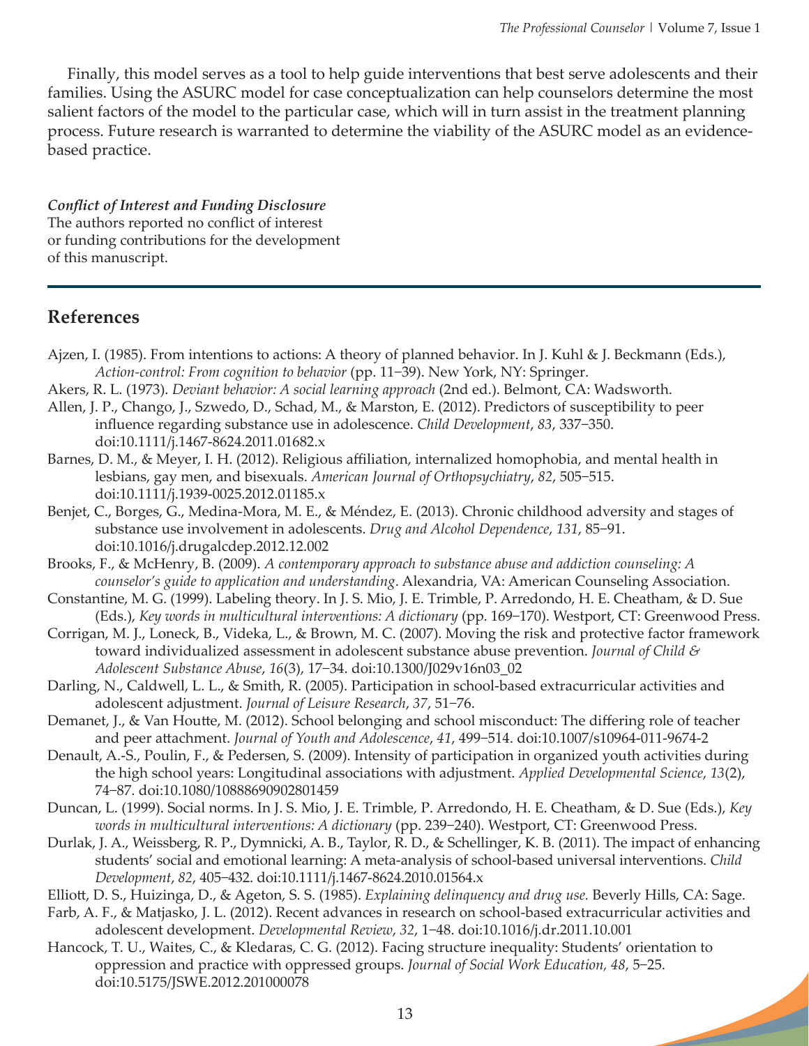Finally, this model serves as a tool to help guide interventions that best serve adolescents and their families. Using the ASURC model for case conceptualization can help counselors determine the most salient factors of the model to the particular case, which will in turn assist in the treatment planning process. Future research is warranted to determine the viability of the ASURC model as an evidence-based practice.

***Conflict of Interest and Funding Disclosure***
The authors reported no conflict of interest or funding contributions for the development of this manuscript.

## References

Ajzen, I. (1985). From intentions to actions: A theory of planned behavior. In J. Kuhl & J. Beckmann (Eds.), *Action-control: From cognition to behavior* (pp. 11–39). New York, NY: Springer.

Akers, R. L. (1973). *Deviant behavior: A social learning approach* (2nd ed.). Belmont, CA: Wadsworth.

Allen, J. P., Chango, J., Szwedo, D., Schad, M., & Marston, E. (2012). Predictors of susceptibility to peer influence regarding substance use in adolescence. *Child Development*, *83*, 337–350. doi:10.1111/j.1467-8624.2011.01682.x

Barnes, D. M., & Meyer, I. H. (2012). Religious affiliation, internalized homophobia, and mental health in lesbians, gay men, and bisexuals. *American Journal of Orthopsychiatry*, *82*, 505–515. doi:10.1111/j.1939-0025.2012.01185.x

Benjet, C., Borges, G., Medina-Mora, M. E., & Méndez, E. (2013). Chronic childhood adversity and stages of substance use involvement in adolescents. *Drug and Alcohol Dependence*, *131*, 85–91. doi:10.1016/j.drugalcdep.2012.12.002

Brooks, F., & McHenry, B. (2009). *A contemporary approach to substance abuse and addiction counseling: A counselor's guide to application and understanding*. Alexandria, VA: American Counseling Association.

Constantine, M. G. (1999). Labeling theory. In J. S. Mio, J. E. Trimble, P. Arredondo, H. E. Cheatham, & D. Sue (Eds.), *Key words in multicultural interventions: A dictionary* (pp. 169–170). Westport, CT: Greenwood Press.

Corrigan, M. J., Loneck, B., Videka, L., & Brown, M. C. (2007). Moving the risk and protective factor framework toward individualized assessment in adolescent substance abuse prevention. *Journal of Child & Adolescent Substance Abuse*, *16*(3), 17–34. doi:10.1300/J029v16n03_02

Darling, N., Caldwell, L. L., & Smith, R. (2005). Participation in school-based extracurricular activities and adolescent adjustment. *Journal of Leisure Research*, *37*, 51–76.

Demanet, J., & Van Houtte, M. (2012). School belonging and school misconduct: The differing role of teacher and peer attachment. *Journal of Youth and Adolescence*, *41*, 499–514. doi:10.1007/s10964-011-9674-2

Denault, A.-S., Poulin, F., & Pedersen, S. (2009). Intensity of participation in organized youth activities during the high school years: Longitudinal associations with adjustment. *Applied Developmental Science*, *13*(2), 74–87. doi:10.1080/10888690902801459

Duncan, L. (1999). Social norms. In J. S. Mio, J. E. Trimble, P. Arredondo, H. E. Cheatham, & D. Sue (Eds.), *Key words in multicultural interventions: A dictionary* (pp. 239–240). Westport, CT: Greenwood Press.

Durlak, J. A., Weissberg, R. P., Dymnicki, A. B., Taylor, R. D., & Schellinger, K. B. (2011). The impact of enhancing students' social and emotional learning: A meta-analysis of school-based universal interventions. *Child Development*, *82*, 405–432. doi:10.1111/j.1467-8624.2010.01564.x

Elliott, D. S., Huizinga, D., & Ageton, S. S. (1985). *Explaining delinquency and drug use.* Beverly Hills, CA: Sage.

Farb, A. F., & Matjasko, J. L. (2012). Recent advances in research on school-based extracurricular activities and adolescent development. *Developmental Review*, *32*, 1–48. doi:10.1016/j.dr.2011.10.001

Hancock, T. U., Waites, C., & Kledaras, C. G. (2012). Facing structure inequality: Students' orientation to oppression and practice with oppressed groups. *Journal of Social Work Education*, *48*, 5–25. doi:10.5175/JSWE.2012.201000078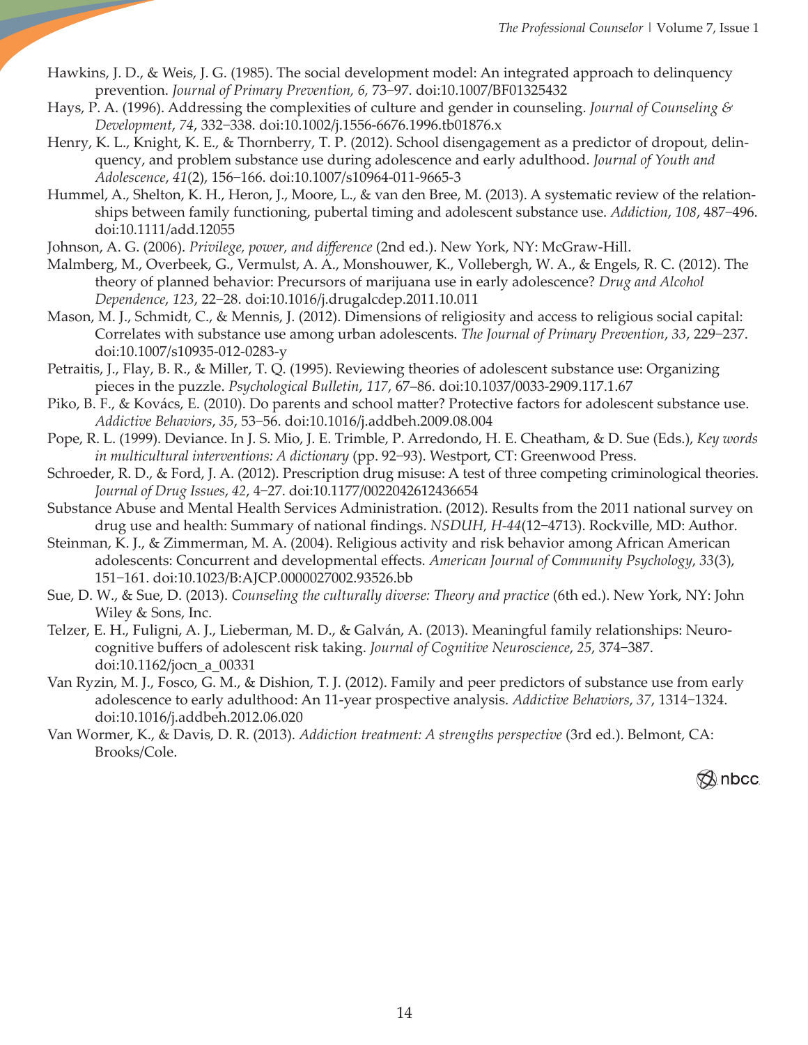Hawkins, J. D., & Weis, J. G. (1985). The social development model: An integrated approach to delinquency prevention. *Journal of Primary Prevention, 6,* 73–97. doi:10.1007/BF01325432

Hays, P. A. (1996). Addressing the complexities of culture and gender in counseling. *Journal of Counseling & Development*, *74*, 332–338. doi:10.1002/j.1556-6676.1996.tb01876.x

Henry, K. L., Knight, K. E., & Thornberry, T. P. (2012). School disengagement as a predictor of dropout, delinquency, and problem substance use during adolescence and early adulthood. *Journal of Youth and Adolescence*, *41*(2), 156–166. doi:10.1007/s10964-011-9665-3

Hummel, A., Shelton, K. H., Heron, J., Moore, L., & van den Bree, M. (2013). A systematic review of the relationships between family functioning, pubertal timing and adolescent substance use. *Addiction*, *108*, 487–496. doi:10.1111/add.12055

Johnson, A. G. (2006). *Privilege, power, and difference* (2nd ed.). New York, NY: McGraw-Hill.

Malmberg, M., Overbeek, G., Vermulst, A. A., Monshouwer, K., Vollebergh, W. A., & Engels, R. C. (2012). The theory of planned behavior: Precursors of marijuana use in early adolescence? *Drug and Alcohol Dependence*, *123*, 22–28. doi:10.1016/j.drugalcdep.2011.10.011

Mason, M. J., Schmidt, C., & Mennis, J. (2012). Dimensions of religiosity and access to religious social capital: Correlates with substance use among urban adolescents. *The Journal of Primary Prevention*, *33*, 229–237. doi:10.1007/s10935-012-0283-y

Petraitis, J., Flay, B. R., & Miller, T. Q. (1995). Reviewing theories of adolescent substance use: Organizing pieces in the puzzle. *Psychological Bulletin*, *117*, 67–86. doi:10.1037/0033-2909.117.1.67

Piko, B. F., & Kovács, E. (2010). Do parents and school matter? Protective factors for adolescent substance use. *Addictive Behaviors*, *35*, 53–56. doi:10.1016/j.addbeh.2009.08.004

Pope, R. L. (1999). Deviance. In J. S. Mio, J. E. Trimble, P. Arredondo, H. E. Cheatham, & D. Sue (Eds.), *Key words in multicultural interventions: A dictionary* (pp. 92–93). Westport, CT: Greenwood Press.

Schroeder, R. D., & Ford, J. A. (2012). Prescription drug misuse: A test of three competing criminological theories. *Journal of Drug Issues*, *42*, 4–27. doi:10.1177/0022042612436654

Substance Abuse and Mental Health Services Administration. (2012). Results from the 2011 national survey on drug use and health: Summary of national findings. *NSDUH, H-44*(12–4713). Rockville, MD: Author.

Steinman, K. J., & Zimmerman, M. A. (2004). Religious activity and risk behavior among African American adolescents: Concurrent and developmental effects. *American Journal of Community Psychology*, *33*(3), 151–161. doi:10.1023/B:AJCP.0000027002.93526.bb

Sue, D. W., & Sue, D. (2013). *Counseling the culturally diverse: Theory and practice* (6th ed.). New York, NY: John Wiley & Sons, Inc.

Telzer, E. H., Fuligni, A. J., Lieberman, M. D., & Galván, A. (2013). Meaningful family relationships: Neurocognitive buffers of adolescent risk taking. *Journal of Cognitive Neuroscience*, *25*, 374–387. doi:10.1162/jocn_a_00331

Van Ryzin, M. J., Fosco, G. M., & Dishion, T. J. (2012). Family and peer predictors of substance use from early adolescence to early adulthood: An 11-year prospective analysis. *Addictive Behaviors*, *37*, 1314–1324. doi:10.1016/j.addbeh.2012.06.020

Van Wormer, K., & Davis, D. R. (2013). *Addiction treatment: A strengths perspective* (3rd ed.). Belmont, CA: Brooks/Cole.